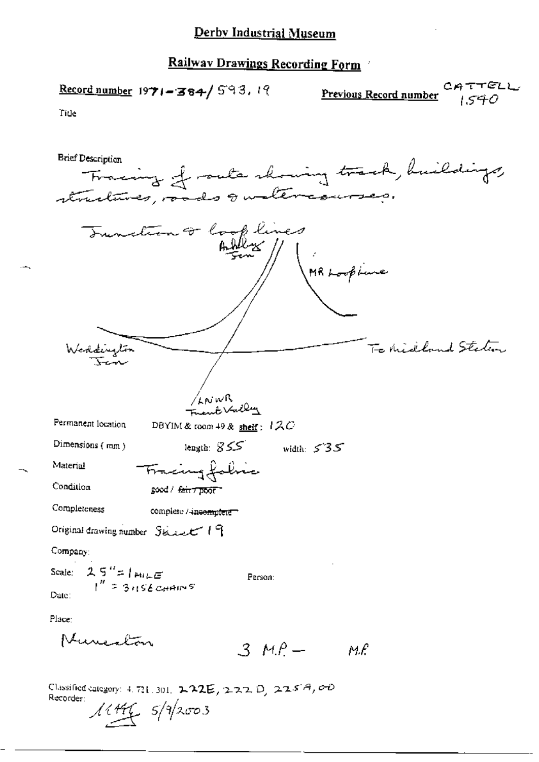# Derby Industrial Museum

## Railway Drawings Recording Form

**Record number** 1971-384/593, 19

**Previous Record number** CATTELL 1540

Title

Brief Description

Tracing of route showing track, buildings, structures, roads & watercourses.

Junction & loop lines

Ashby Jcn

MR Loop line

Weddington Jcn

To Midland Station

LNWR Trent Valley

Permanent location DBYIM & room 49 & **shelf**: 120

Dimensions (mm) length: 855 width: 535

Material Tracing fabric

Condition good / ~~fair / poor~~

Completeness complete / ~~incomplete~~

Original drawing number Sheet 19

Company:

Scale: 2.5" = 1 MILE
1" = 31.56 CHAINS

Person:

Date:

Place:

Nuneaton 3 M.P. — M.P.

Classified category: 4.721.301, 222E, 222D, 225A, OD

Recorder: [initials] 5/9/2003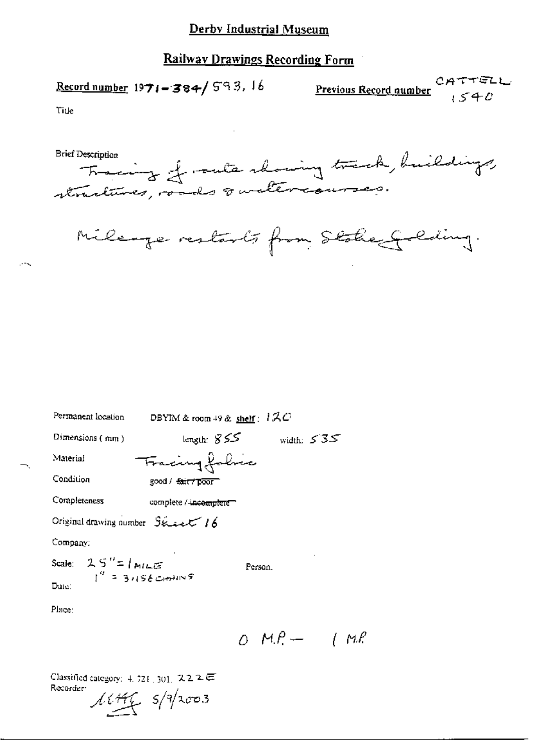# Derby Industrial Museum

## Railway Drawings Recording Form

**Record number** 1971-384/593, 16

**Previous Record number** CATTELL 1540

Title

Brief Description

Tracing of route showing track, buildings, structures, roads & watercourses.

Mileage restarts from Stoke Golding.

Permanent location DBYIM & room 49 & shelf: 120

Dimensions (mm) length: 855 width: 535

Material Tracing fabric

Condition good / ~~fair / poor~~

Completeness complete / ~~incomplete~~

Original drawing number Sheet 16

Company:

Scale: 25" = 1 MILE
1" = 3.156 CHAINS

Person.

Date:

Place:

0 M.P. — 1 M.P.

Classified category: 4.721.301. 222E

Recorder: MHG 5/9/2003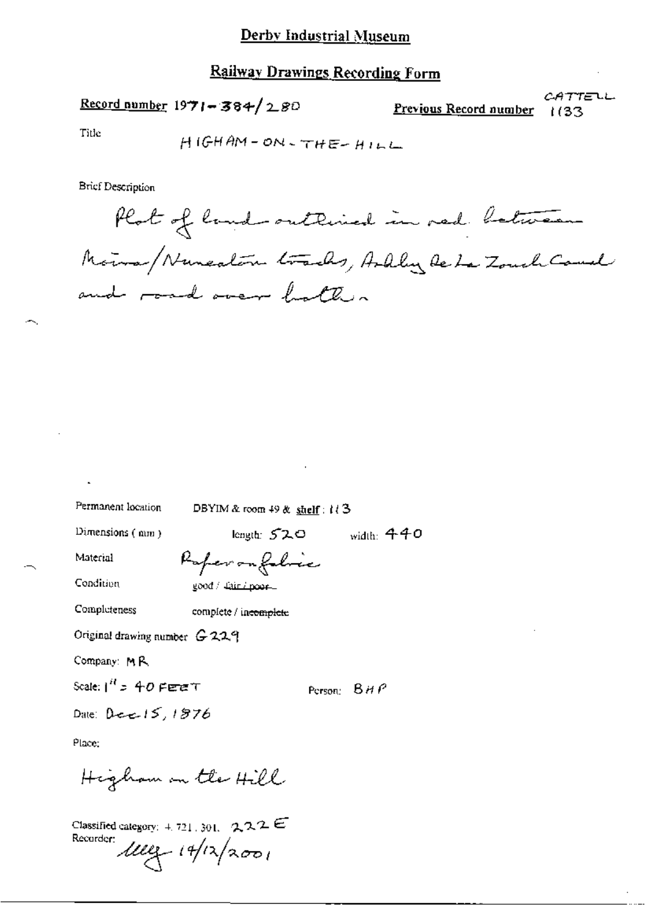# Derby Industrial Museum

## Railway Drawings Recording Form

**Record number** 1971-384/280

**Previous Record number** CATTELL 1133

Title HIGHAM-ON-THE-HILL

Brief Description

Plot of land outlined in red between Moira/Nuneaton tracks, Ashby de la Zouch Canal and road over both.

Permanent location DBYIM & room 49 & shelf: 113

Dimensions (mm) length: 520 width: 440

Material Paper on fabric

Condition good / ~~fair / poor~~

Completeness complete / ~~incomplete~~

Original drawing number G229

Company: MR

Scale: 1" = 40 FEET

Person: BHP

Date: Dec 15, 1876

Place:

Higham on the Hill

Classified category: 4.721.301. 222E

Recorder: illegible 14/12/2001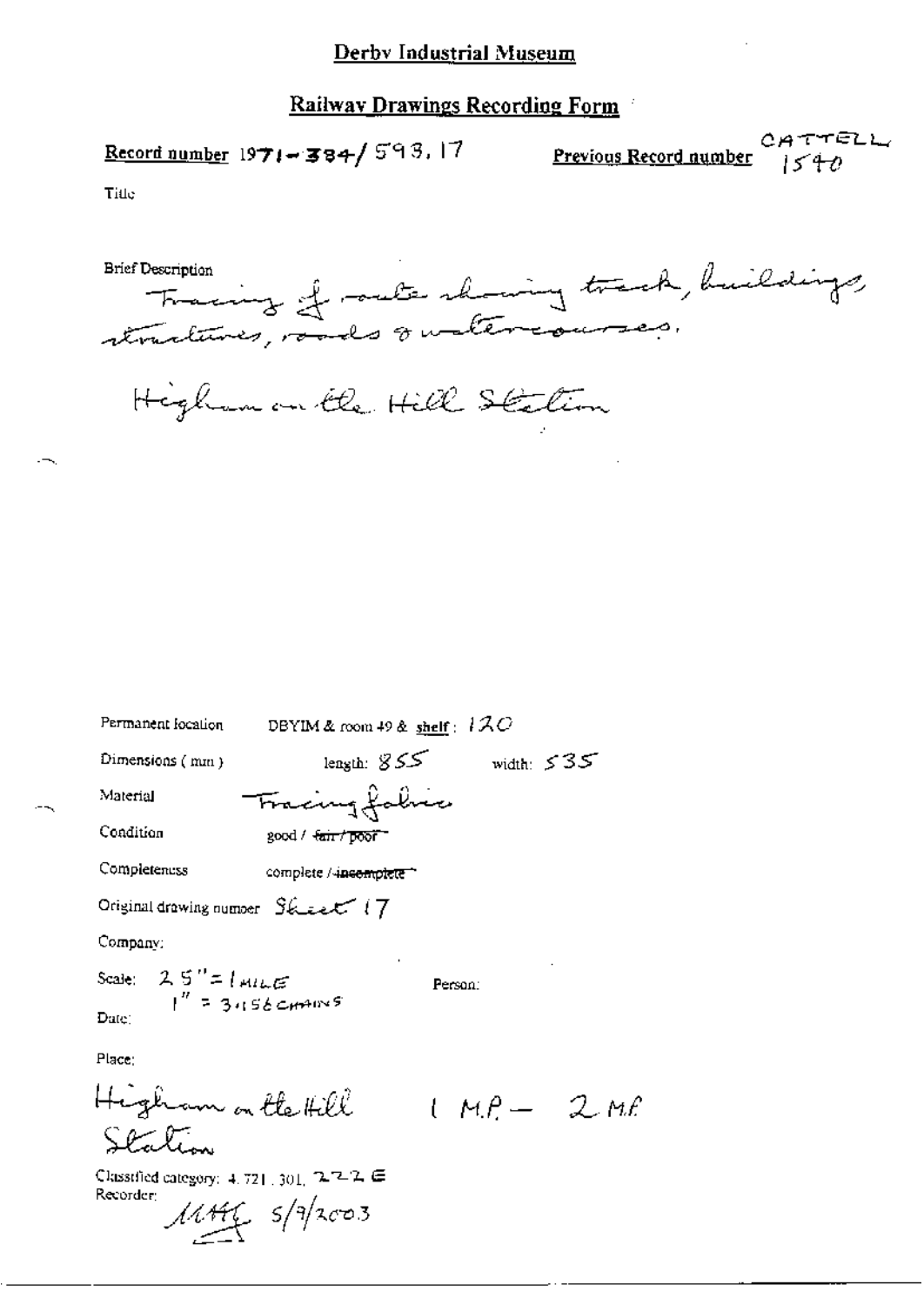# Derby Industrial Museum

## Railway Drawings Recording Form

**Record number** 1971-384/593.17

**Previous Record number** CATTELL 1540

Title

Brief Description

Tracing of route showing track, buildings, structures, roads & watercourses.

Higham on the Hill Station

Permanent location: DBYIM & room 49 & **shelf**: 120

Dimensions (mm): length: 855 width: 535

Material: Tracing fabric

Condition: good / ~~fair / poor~~

Completeness: complete / ~~incomplete~~

Original drawing number: Sheet 17

Company:

Scale: 2.5" = 1 MILE
1" = 31.56 CHAINS

Person:

Date:

Place:

Higham on the Hill Station 1 M.P. – 2 M.P.

Classified category: 4.721.301. 222 E

Recorder: MAG 5/9/2003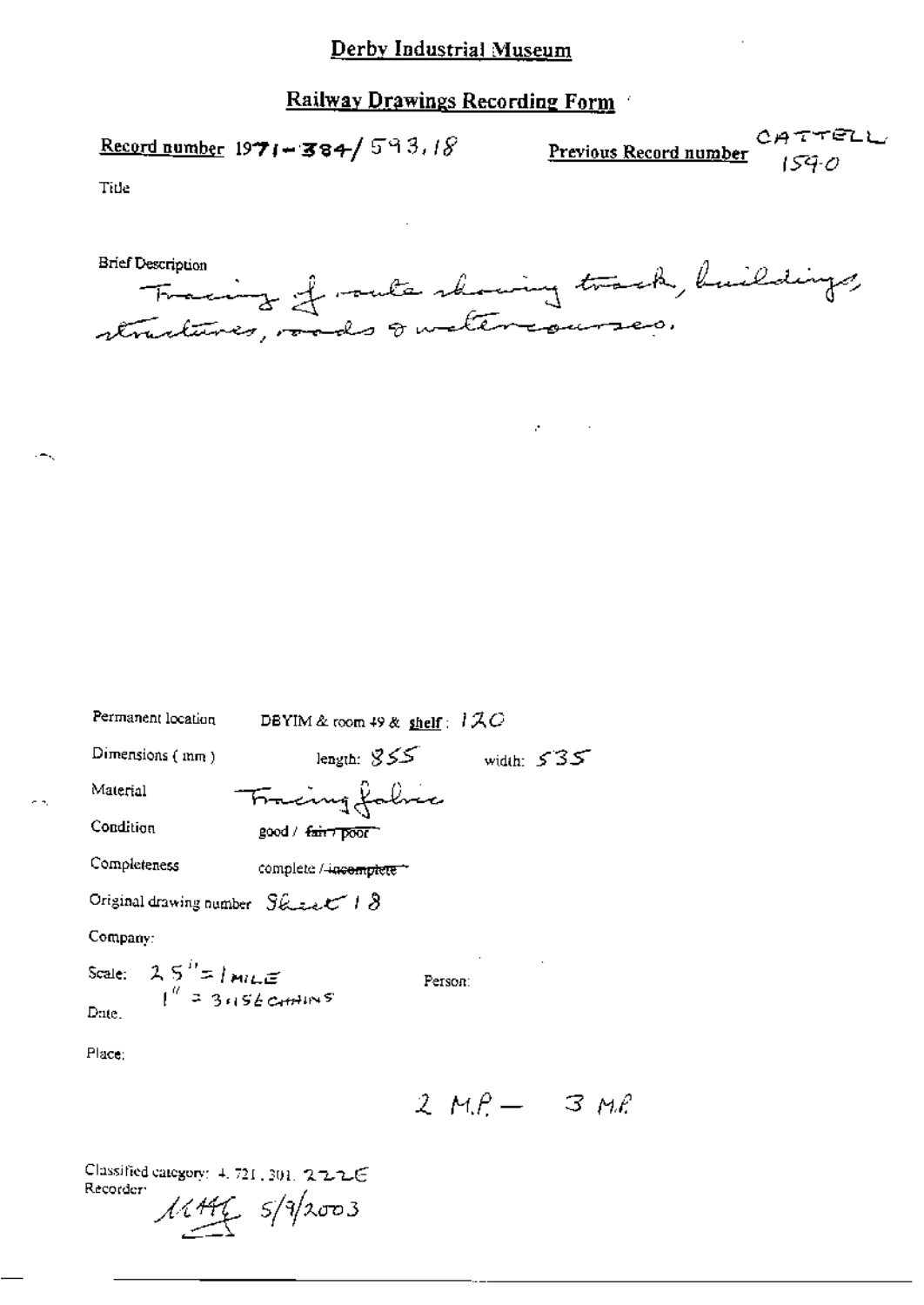# Derby Industrial Museum

## Railway Drawings Recording Form

**Record number** 1971-384/593,18

**Previous Record number** CATTELL 1590

Title

Brief Description

Tracing of route showing track, buildings, structures, roads & watercourses.

Permanent location DBYIM & room 49 & **shelf**: 120

Dimensions (mm) length: 855 width: 535

Material Tracing fabric

Condition good / ~~fair / poor~~

Completeness complete / ~~incomplete~~

Original drawing number Sheet 18

Company:

Scale: 2.5" = 1 MILE
1" = 31.56 CHAINS

Person:

Date.

Place:

2 M.P. — 3 M.P.

Classified category: 4.721.301. 222E

Recorder: 5/9/2003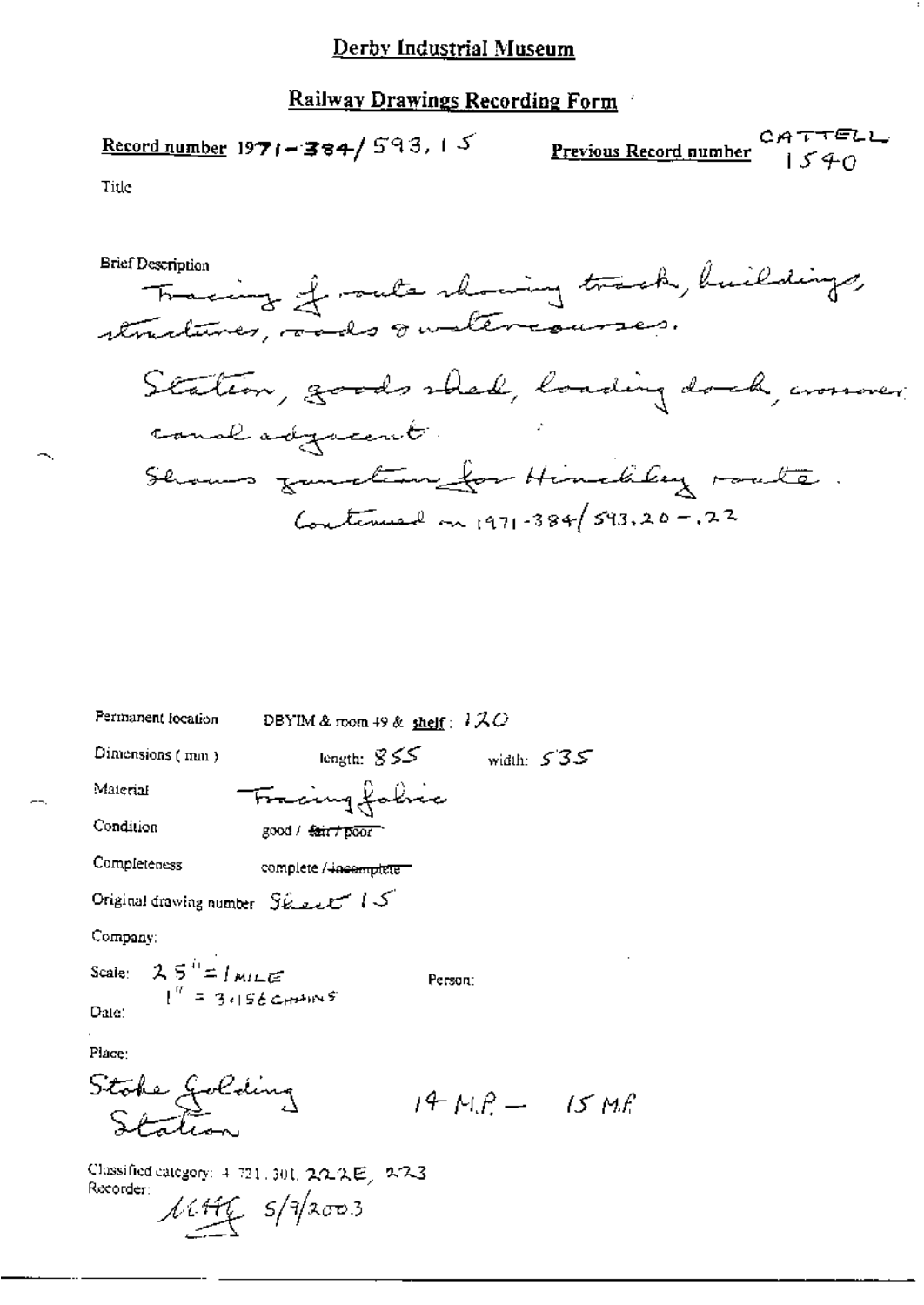# Derby Industrial Museum

## Railway Drawings Recording Form

**Record number** 1971-384/593.15

**Previous Record number** CATTELL 1540

Title

Brief Description

Tracing of route showing track, buildings, structures, roads & watercourses.

Station, goods shed, loading dock, crossover, canal adjacent.

Shows junction for Hinckley route.

Continued on 1971-384/593.20-.22

Permanent location DBYIM & room 49 & shelf: 120

Dimensions (mm) length: 855 width: 535

Material Tracing fabric

Condition good / ~~fair / poor~~

Completeness complete / ~~incomplete~~

Original drawing number Sheet 15

Company:

Scale: 2.5" = 1 MILE
1" = 31.56 CHAINS

Person:

Date:

Place:

Stoke Golding Station 14 M.P. – 15 M.P.

Classified category: 4.721.301, 222E, 223

Recorder: MHF 5/9/2003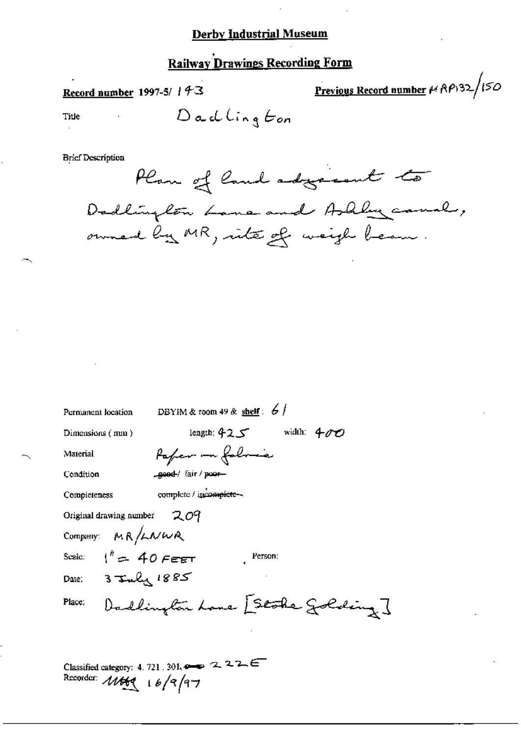# Derby Industrial Museum

## Railway Drawings Recording Form

**Record number** 1997-5/ 143

**Previous Record number** MRP132/150

Title Dadlington

Brief Description

Plan of land adjacent to Dadlington Lane and Ashby canal, owned by MR, site of weigh beam.

Permanent location DBYIM & room 49 & **shelf**: 61

Dimensions (mm) length: 425 width: 400

Material Paper on fabric

Condition ~~good~~/ fair / ~~poor~~

Completeness complete / ~~incomplete~~

Original drawing number 209

Company: MR/LNWR

Scale: 1" = 40 FEET Person:

Date: 3 July 1885

Place: Dadlington Lane [Stoke Golding]

Classified category: 4. 721. 301. ⟶ 222E

Recorder: MHq 16/9/97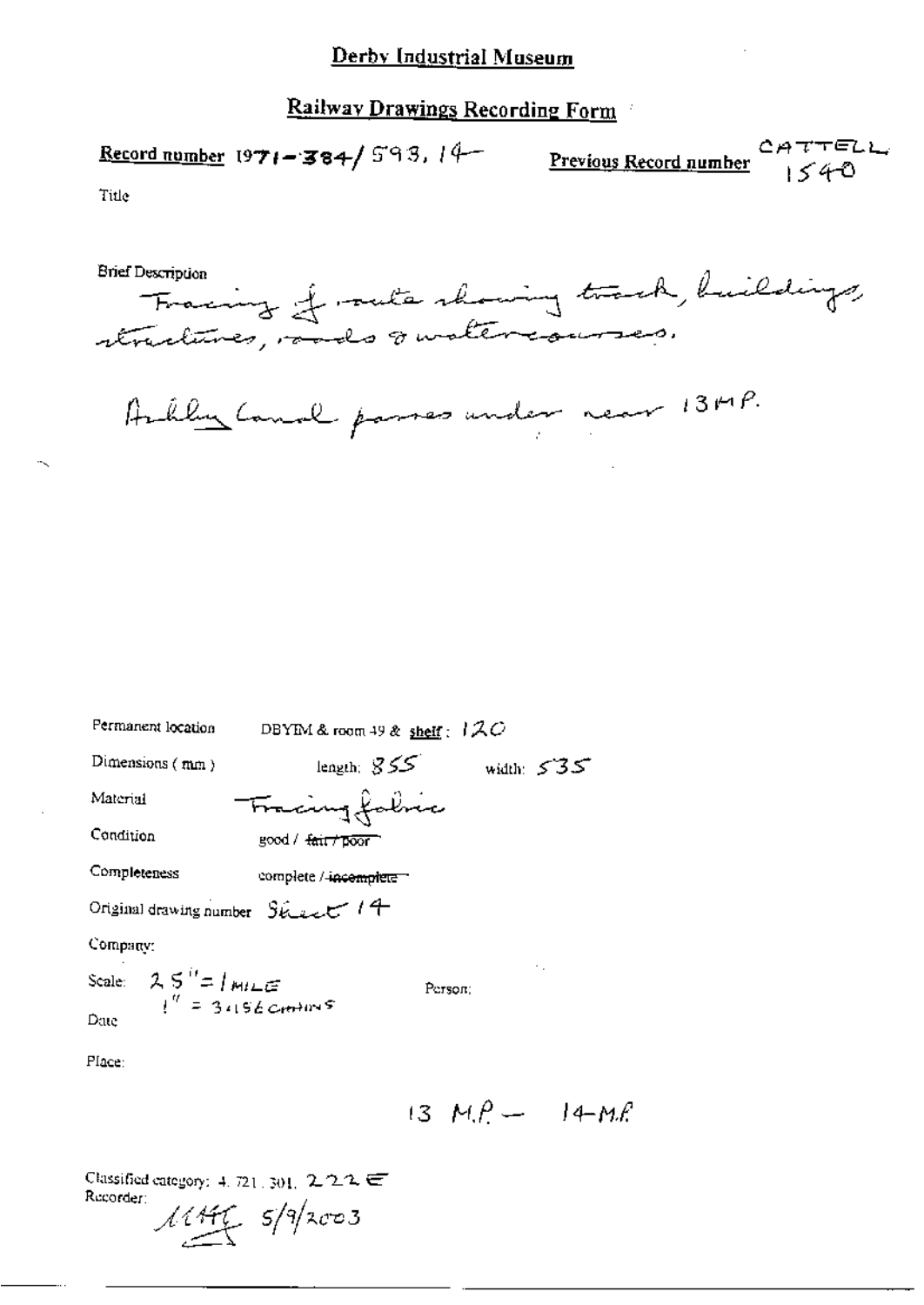# Derby Industrial Museum

## Railway Drawings Recording Form

**Record number** 1971-384/593, 14 **Previous Record number** CATTELL 1540

Title

Brief Description
Tracing of route showing track, buildings, structures, roads & watercourses.

Ashby Canal passes under near 13MP.

Permanent location DBYIM & room 49 & shelf: 120

Dimensions (mm) length: 855 width: 535

Material Tracing fabric

Condition good / ~~fair / poor~~

Completeness complete / ~~incomplete~~

Original drawing number Sheet 14

Company:

Scale: 2.5" = 1 MILE
1" = 31.56 CHAINS

Person:

Date

Place:

13 M.P. — 14 M.P.

Classified category: 4. 721. 301. 222 E

Recorder: MHK 5/9/2003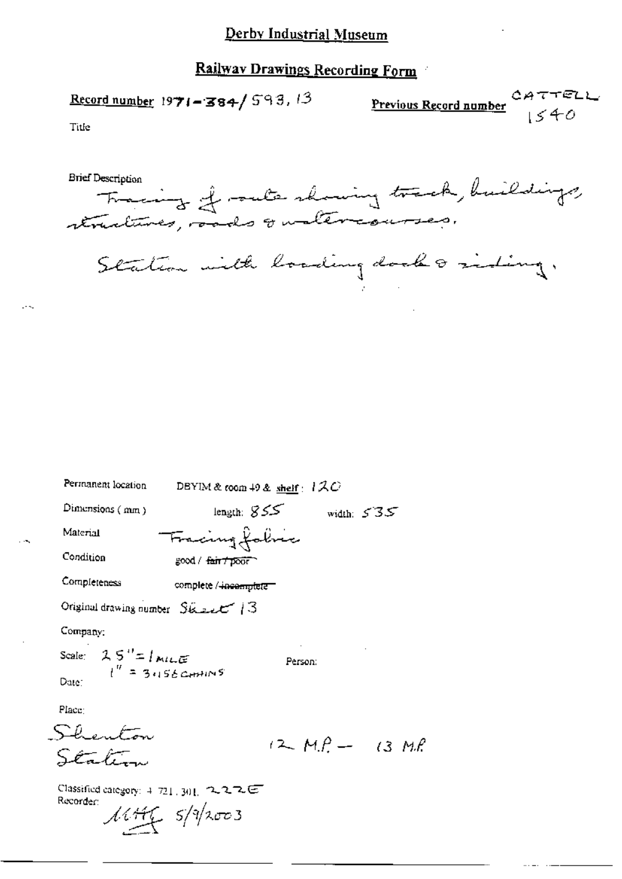Derby Industrial Museum

## Railway Drawings Recording Form

**Record number** 1971-384/593, 13

**Previous Record number** CATTELL 1540

Title

Brief Description

Tracing of route showing track, buildings, structures, roads & watercourses.

Station with loading dock & siding.

Permanent location DBYIM & room 49 & shelf: 120

Dimensions (mm) length: 855 width: 535

Material Tracing fabric

Condition good / ~~fair / poor~~

Completeness complete / ~~incomplete~~

Original drawing number Sheet 13

Company:

Scale: 25" = 1 MILE
1" = 3.156 CHAINS

Person:

Date:

Place:

Shenton Station

12 M.P. – 13 M.P.

Classified category: 4.721.301. 222E

Recorder: MHG 5/9/2003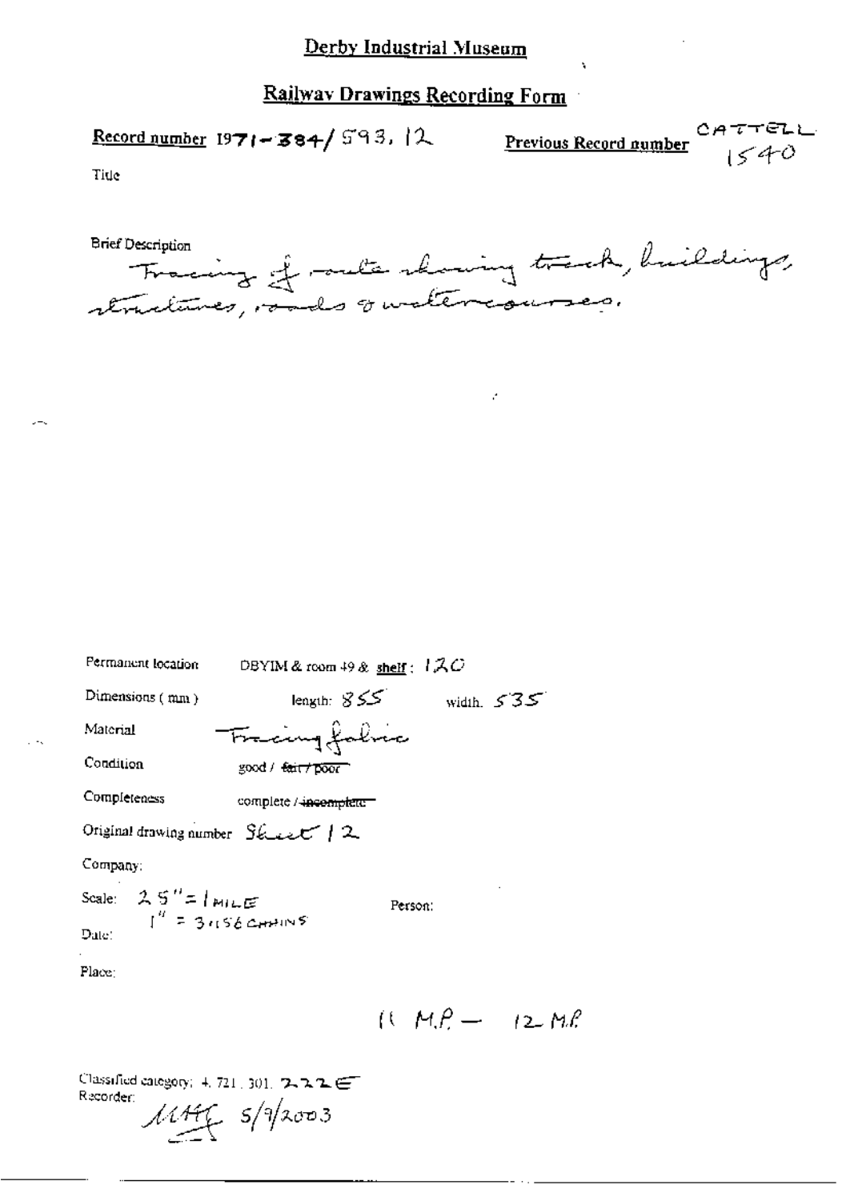Derby Industrial Museum

## Railway Drawings Recording Form

**Record number** 1971-384/593, 12 **Previous Record number** CATTELL 1540

Title

Brief Description

Tracing of route showing track, buildings, structures, roads & watercourses.

Permanent location DBYIM & room 49 & **shelf**: 120

Dimensions (mm) length: 855 width: 535

Material Tracing fabric

Condition good / ~~fair / poor~~

Completeness complete / ~~incomplete~~

Original drawing number Sheet 12

Company:

Scale: 25" = 1 MILE
1" = 3.156 CHAINS

Person:

Date:

Place:

11 M.P. — 12 M.P.

Classified category: 4. 721. 301. 222E

Recorder: MHF 5/9/2003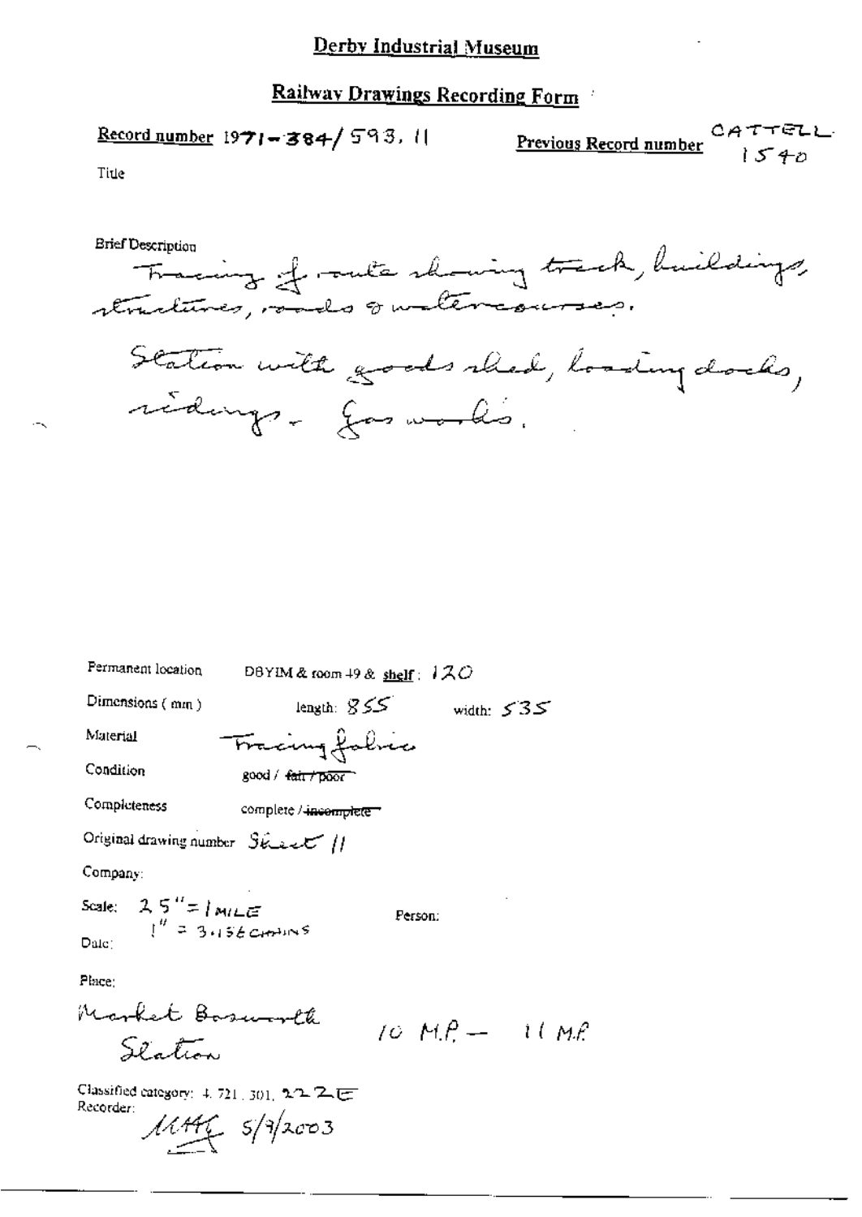# Derby Industrial Museum

## Railway Drawings Recording Form

**Record number** 1971-384/593, 11 **Previous Record number** CATTELL 1540

Title

Brief Description

Tracing of route showing track, buildings, structures, roads & watercourses.

Station with goods shed, loading docks, sidings. Gas works.

Permanent location DBYIM & room 49 & shelf: 120

Dimensions (mm) length: 855 width: 535

Material Tracing fabric

Condition good / ~~fair / poor~~

Completeness complete / ~~incomplete~~

Original drawing number Sheet 11

Company:

Scale: 2.5" = 1 MILE
1" = 3.156 CHAINS

Person:

Date:

Place:

Market Bosworth Station 10 M.P. — 11 M.P.

Classified category: 4. 721. 301. 22 2 E

Recorder: MHG 5/9/2003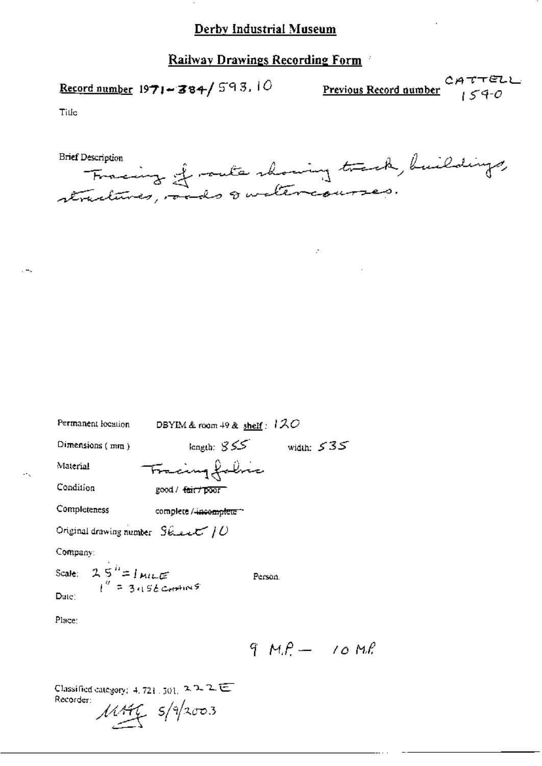# Derby Industrial Museum

## Railway Drawings Recording Form

**Record number** 1971-384/593.10

**Previous Record number** CATTELL 1590

Title

Brief Description

Tracing of route showing track, buildings, structures, roads & watercourses.

Permanent location DBYIM & room 49 & shelf: 120

Dimensions (mm) length: 855 width: 535

Material Tracing fabric

Condition good / ~~fair / poor~~

Completeness complete / ~~incomplete~~

Original drawing number Sheet 10

Company:

Scale: 25" = 1 MILE
1" = 3.156 CHAINS

Person.

Date:

Place:

9 M.P. — 10 M.P.

Classified category: 4.721.301. 222E

Recorder: MAG 5/9/2003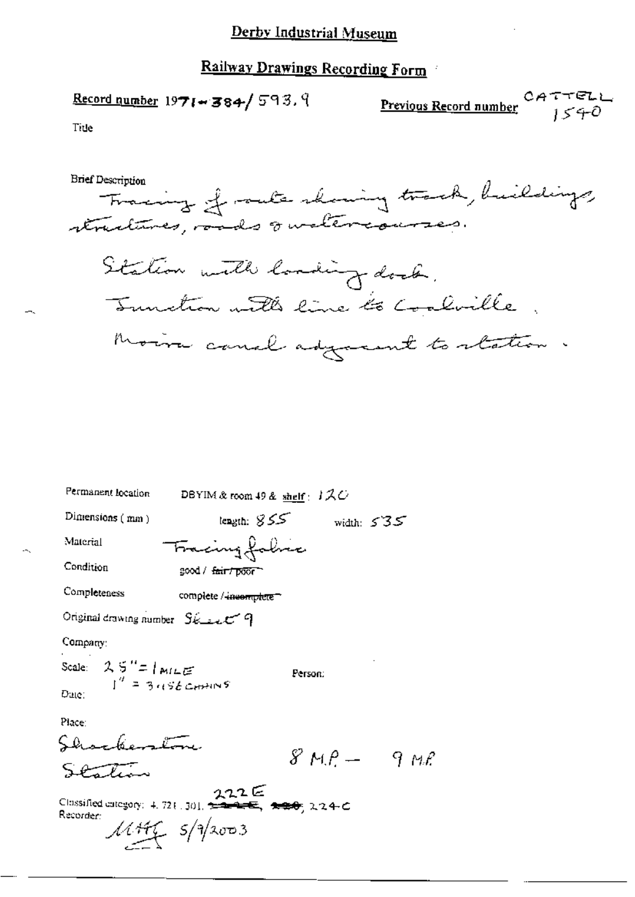# Derby Industrial Museum

## Railway Drawings Recording Form

**Record number** 1971-384/593.9

**Previous Record number** CATTELL 1540

Title

Brief Description

Tracing of route showing track, buildings, structures, roads & watercourses.

Station with loading dock.

Junction with line to Coalville.

Moira canal adjacent to station.

Permanent location DBYIM & room 49 & shelf: 120

Dimensions (mm) length: 855 width: 535

Material Tracing fabric

Condition good / ~~fair / poor~~

Completeness complete / ~~incomplete~~

Original drawing number Sheet 9

Company:

Scale: 2.5" = 1 MILE
1" = 31.56 CHAINS

Person:

Date:

Place:

Shackerstone Station

8 M.P. – 9 M.P.

Classified category: 4.721.301. 222E ~~222E~~, ~~220~~, 224-C

Recorder: MHG 5/9/2003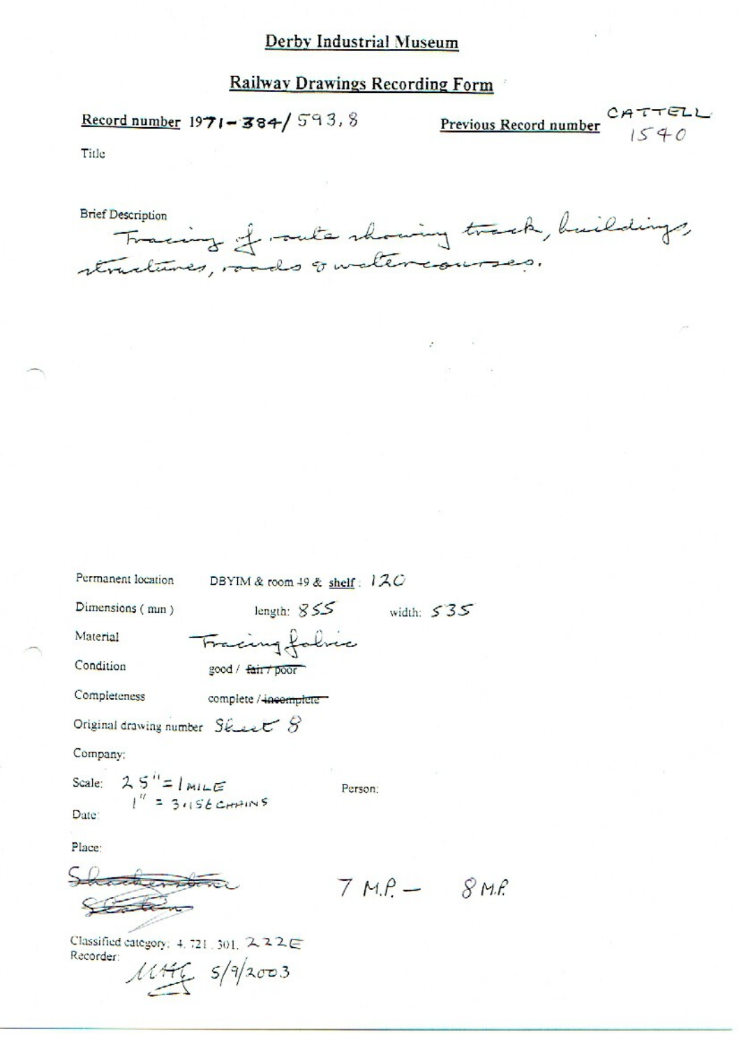# Derby Industrial Museum

## Railway Drawings Recording Form

**Record number** 1971-384/593,8

**Previous Record number** CATTELL 1540

Title

Brief Description

Tracing of route showing track, buildings, structures, roads & watercourses.

Permanent location DBYIM & room 49 & **shelf**: 120

Dimensions (mm) length: 855 width: 535

Material Tracing fabric

Condition good / ~~fair / poor~~

Completeness complete / ~~incomplete~~

Original drawing number Sheet 8

Company:

Scale: 25" = 1 MILE
1" = 3.156 CHAINS

Person:

Date:

Place:

~~Shackerstone~~
~~Station~~

7 M.P. – 8 M.P.

Classified category: 4. 721. 301. 222E

Recorder: MHG 5/9/2003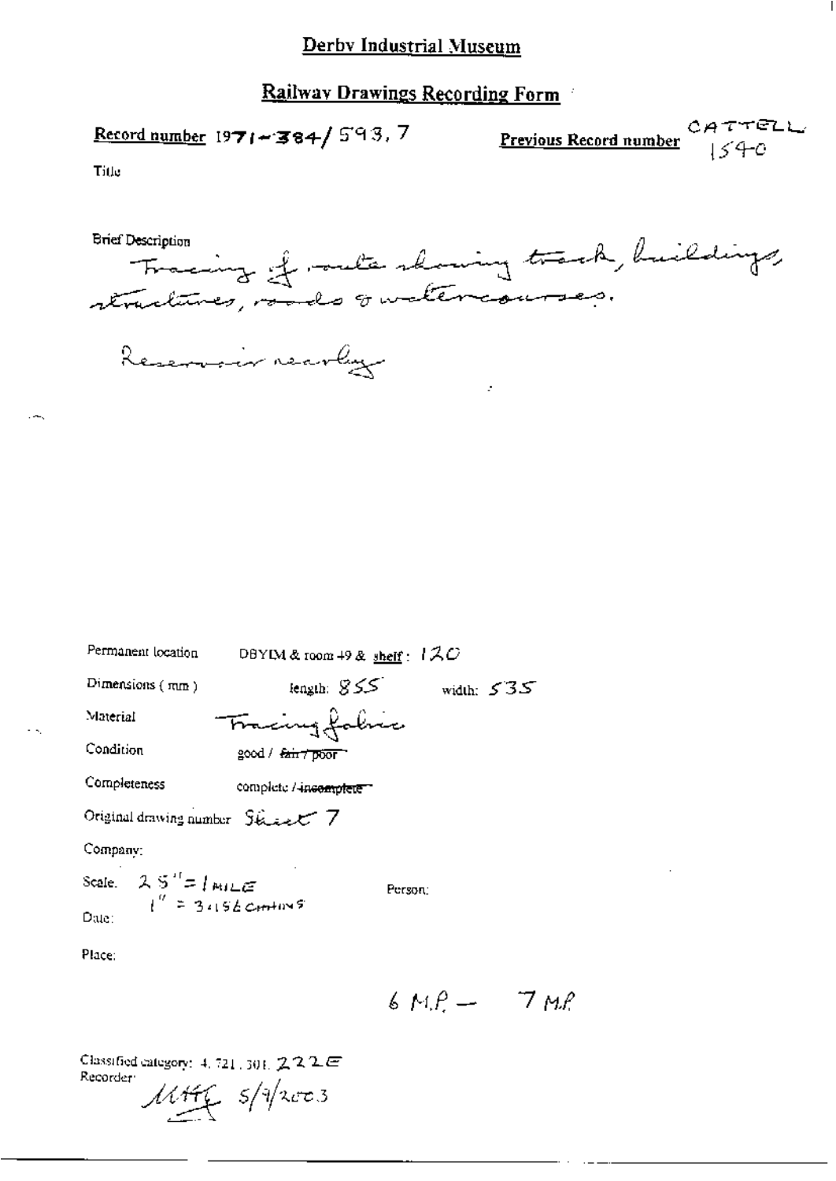# Derby Industrial Museum

## Railway Drawings Recording Form

**Record number** 1971-384/593, 7

**Previous Record number** CATTELL 1540

Title

Brief Description

Tracing of route showing track, buildings, structures, roads & watercourses.

Reservoir nearby

Permanent location DBYIM & room 49 & shelf: 120

Dimensions (mm) length: 855 width: 535

Material Tracing fabric

Condition good / ~~fair / poor~~

Completeness complete / ~~incomplete~~

Original drawing number Sheet 7

Company:

Scale. 2.5" = 1 MILE
1" = 31.56 CHAINS

Person:

Date:

Place:

6 M.P. – 7 M.P.

Classified category: 4.721.301. 222E

Recorder: MHG 5/9/2003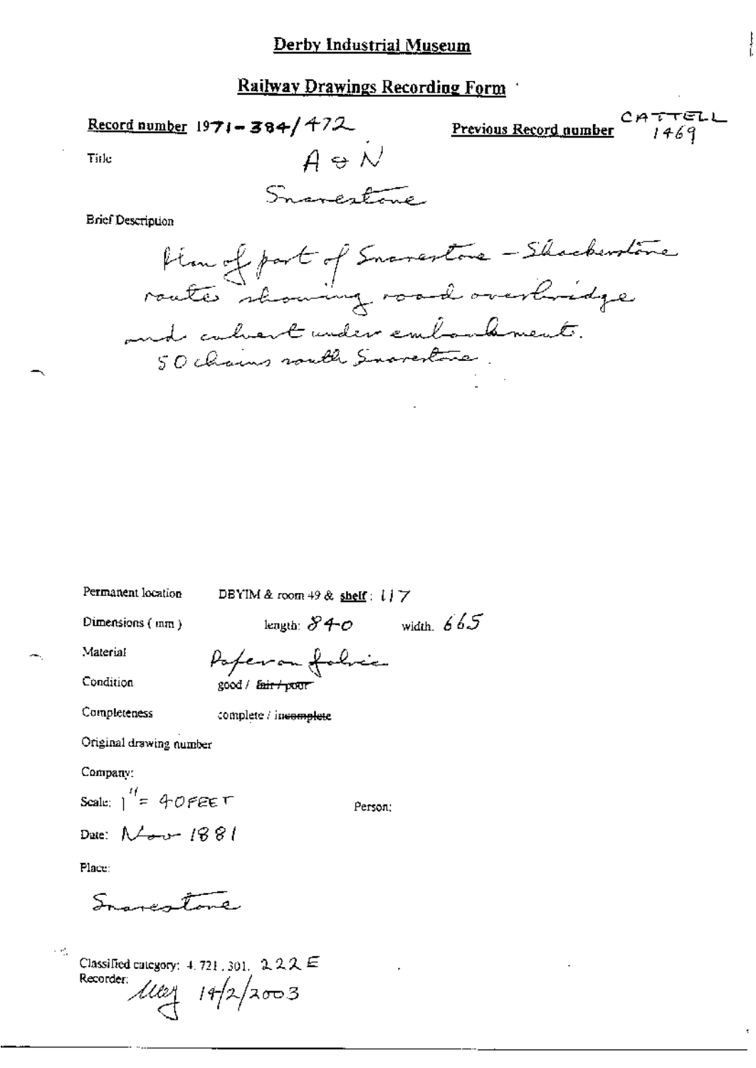# Derby Industrial Museum

## Railway Drawings Recording Form

**Record number** 1971-384/472

**Previous Record number** CATTELL 1469

Title

A & N

Snarestone

Brief Description

Plan of part of Snarestone - Shackerstone routes showing road overbridge and culvert under embankment. 50 chains south Snarestone.

Permanent location: DBYIM & room 49 & shelf: 117

Dimensions (mm): length: 840 width: 665

Material: Paper on fabric

Condition: good / ~~fair / poor~~

Completeness: complete / ~~incomplete~~

Original drawing number

Company:

Scale: 1" = 40 FEET

Person:

Date: Nov 1881

Place:

Snarestone

Classified category: 4.721.301. 222 E

Recorder: [signature] 19/2/2003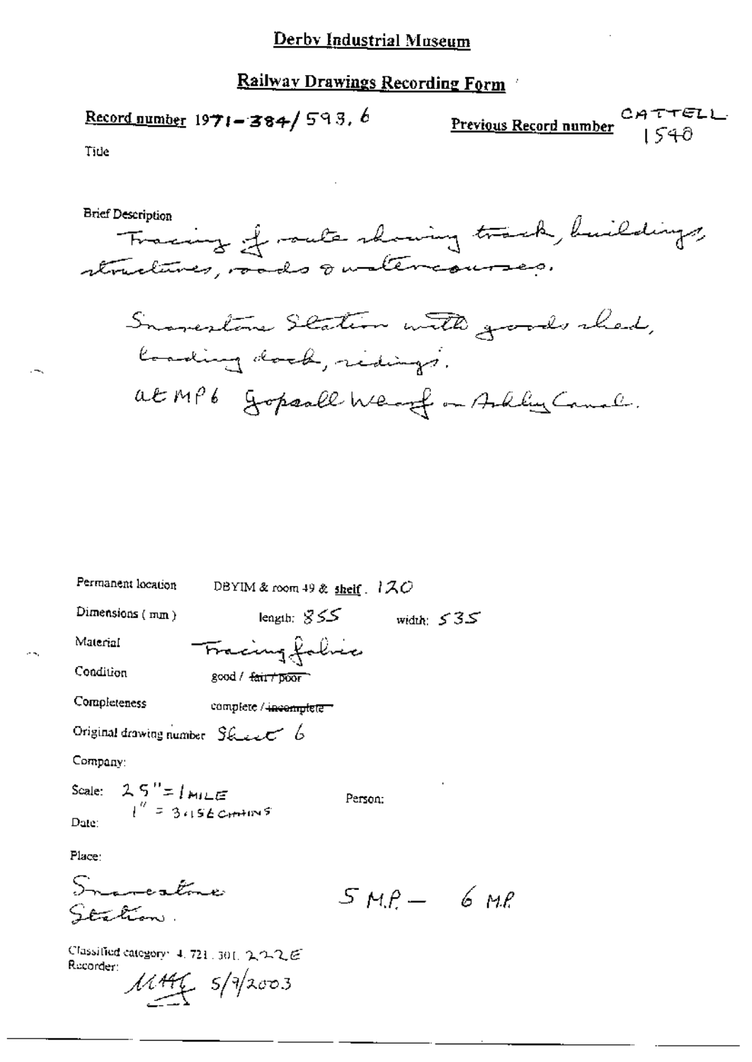## Derby Industrial Museum

## Railway Drawings Recording Form

**Record number** 1971-384/593.6

**Previous Record number** CATTELL 1540

Title

Brief Description

Tracing of route showing track, buildings, structures, roads & watercourses.

Snarestone Station with goods shed, loading dock, sidings.

at MP6 Gopsall Wharf on Ashby Canal.

Permanent location DBYIM & room 49 & shelf. 120

Dimensions (mm) length: 855 width: 535

Material Tracing fabric

Condition good / ~~fair / poor~~

Completeness complete / ~~incomplete~~

Original drawing number Sheet 6

Company:

Scale: 25" = 1 MILE
1" = 3.156 CHAINS

Person:

Date:

Place:

Snarestone Station.

5 M.P. — 6 M.P.

Classified category: 4.721.301.222E

Recorder: MAH 5/9/2003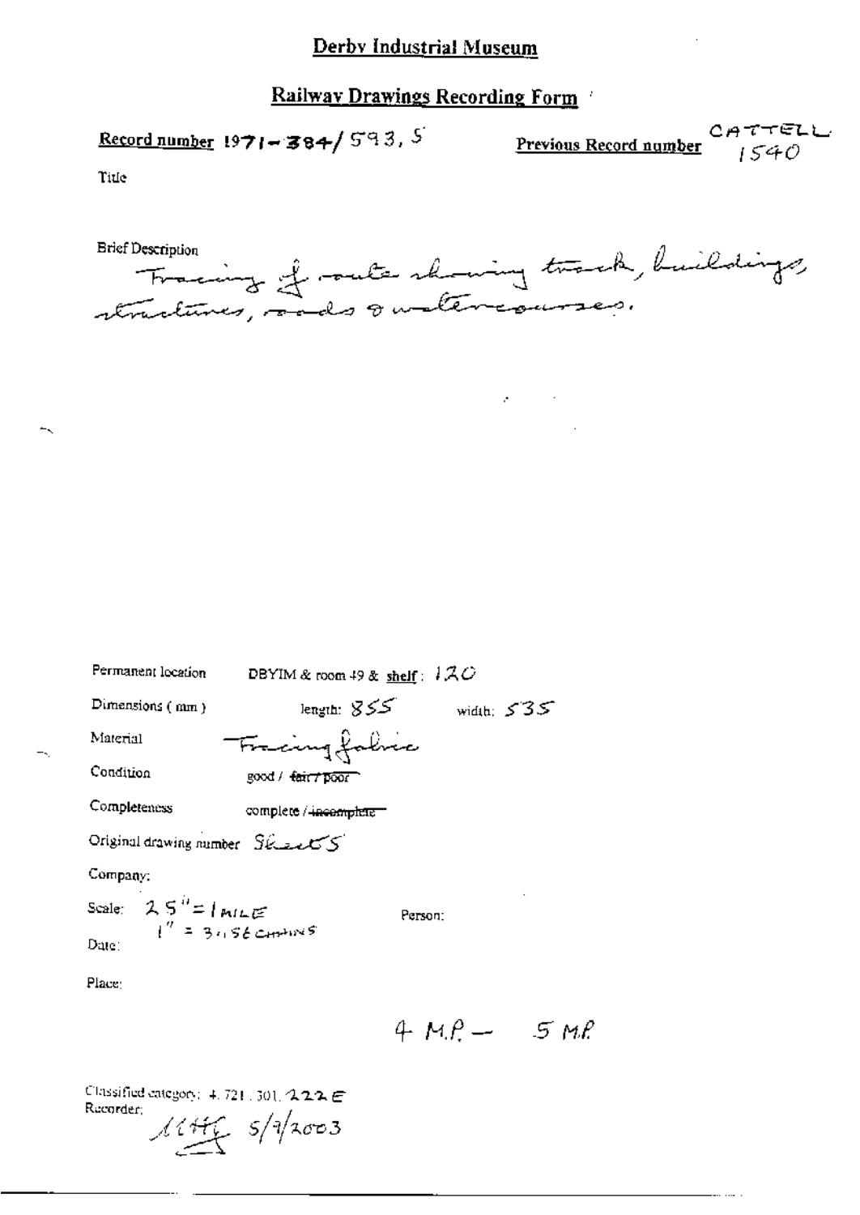# Derby Industrial Museum

## Railway Drawings Recording Form

**Record number** 1971-384/593, 5

**Previous Record number** CATTELL 1540

Title

Brief Description

Tracing of route showing track, buildings, structures, roads & watercourses.

Permanent location DBYIM & room 49 & **shelf**: 120

Dimensions (mm) length: 855 width: 535

Material Tracing fabric

Condition good / ~~fair / poor~~

Completeness complete / ~~incomplete~~

Original drawing number Sheet 5

Company:

Scale: 2.5" = 1 MILE
1" = 31.56 CHAINS

Person:

Date:

Place:

4 M.P. — 5 M.P.

Classified category: 4.721.301.222E

Recorder: MHG 5/9/2003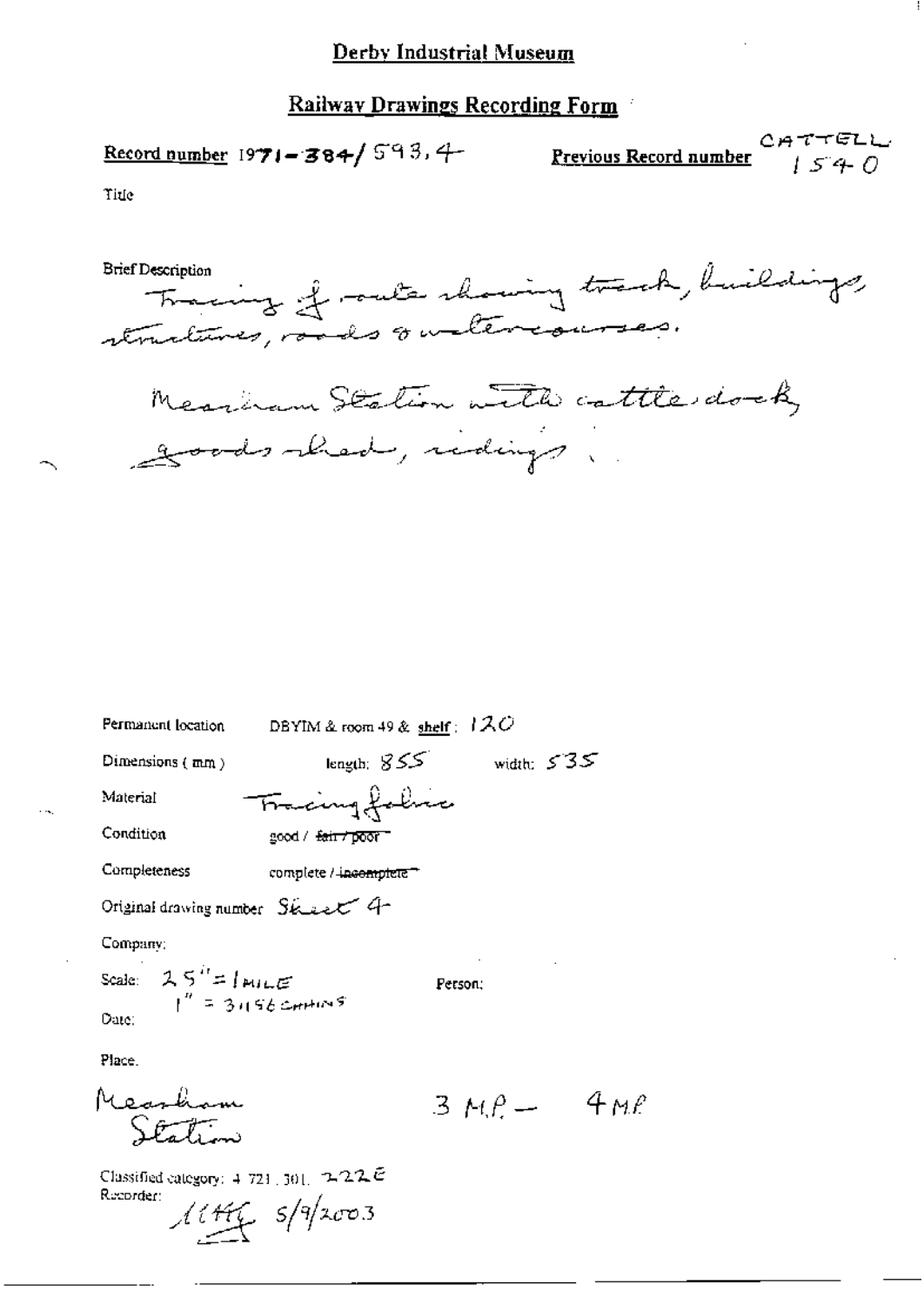# Derby Industrial Museum

## Railway Drawings Recording Form

**Record number** 1971-384/593,4

**Previous Record number** CATTELL 1540

Title

Brief Description

Tracing of route showing track, buildings, structures, roads & watercourses.

Measham Station with cattle dock, goods shed, sidings.

Permanent location DBYIM & room 49 & shelf: 120

Dimensions (mm) length: 855 width: 535

Material Tracing fabric

Condition good / ~~fair / poor~~

Completeness complete / ~~incomplete~~

Original drawing number Sheet 4

Company:

Scale: 2.5" = 1 MILE
1" = 31.56 CHAINS

Person:

Date:

Place.

Measham Station

3 M.P. – 4 M.P.

Classified category: 4.721.301. 222E

Recorder: [initials] 5/9/2003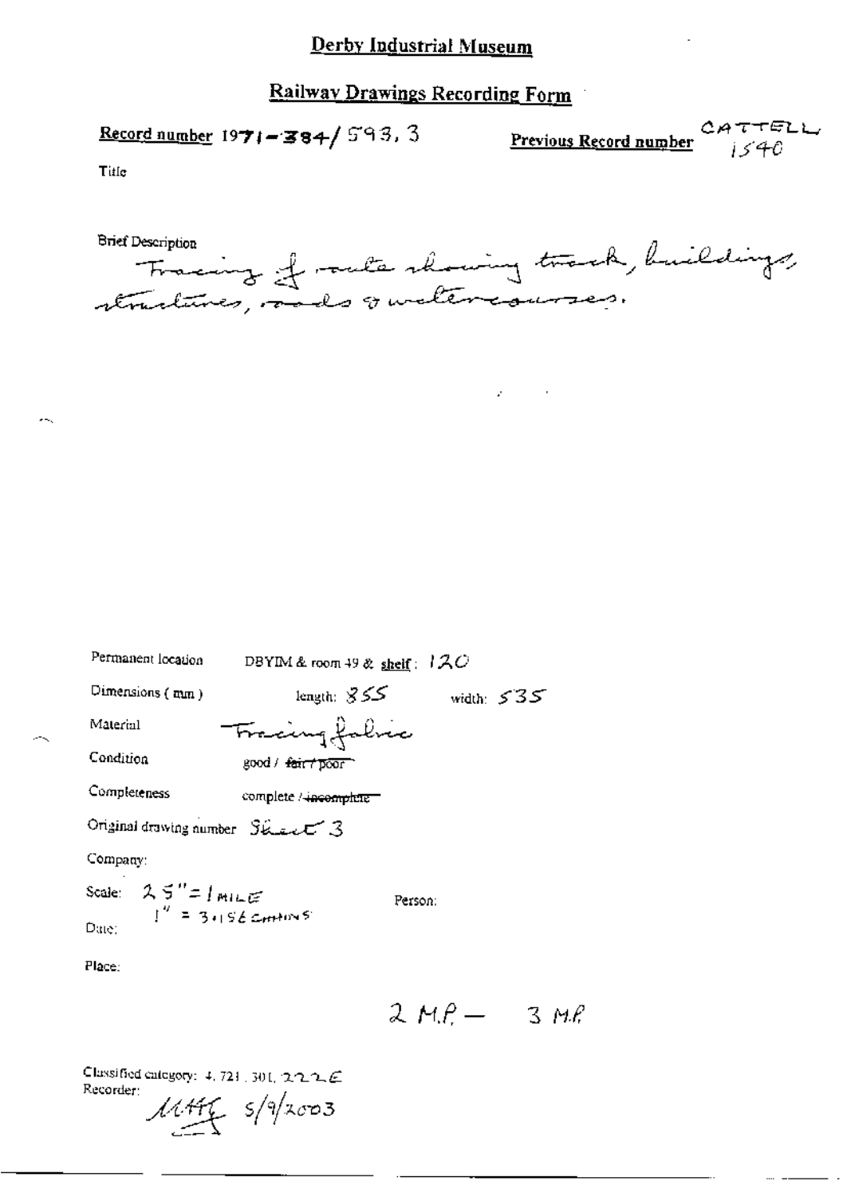# Derby Industrial Museum

## Railway Drawings Recording Form

**Record number** 1971-384/593, 3

**Previous Record number** CATTELL 1540

Title

Brief Description

Tracing of route showing track, buildings, structures, roads & watercourses.

Permanent location DBYIM & room 49 & shelf: 120

Dimensions (mm) length: 855 width: 535

Material Tracing fabric

Condition good / ~~fair / poor~~

Completeness complete / ~~incomplete~~

Original drawing number Sheet 3

Company:

Scale: 25" = 1 MILE
1" = 3.156 CHAINS

Person:

Date:

Place:

2 M.P. — 3 M.P.

Classified category: 4, 721, 301, 222E

Recorder: MHG 5/9/2003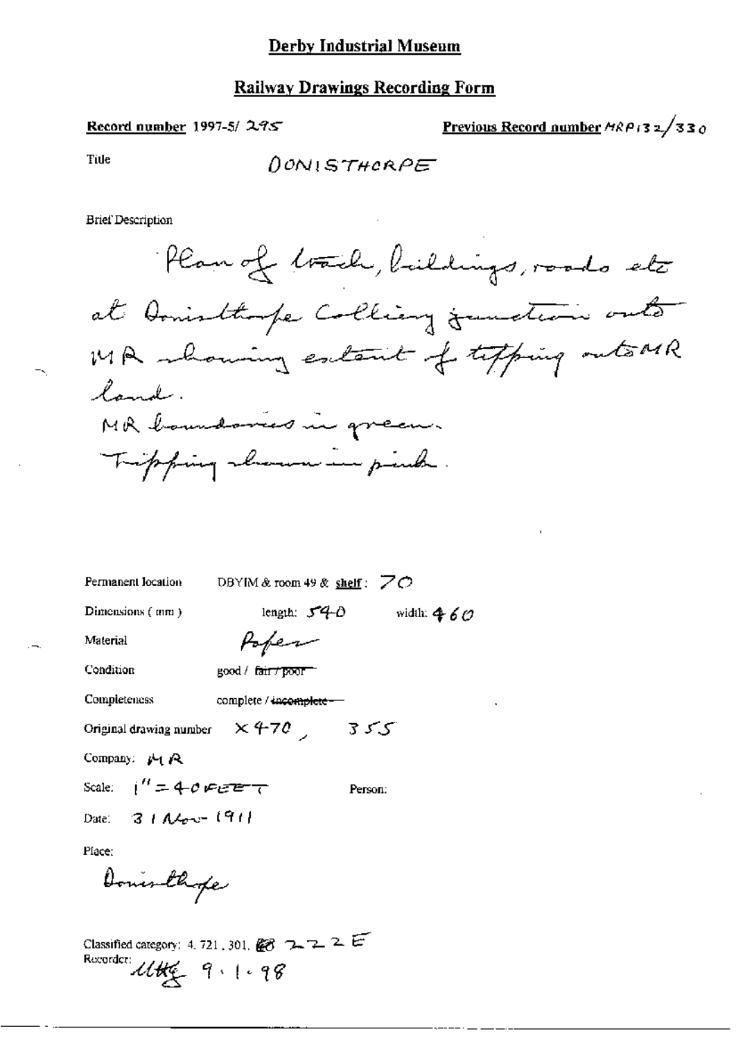# Derby Industrial Museum

## Railway Drawings Recording Form

**Record number** 1997-5/ 295

**Previous Record number** MRP132/330

Title

DONISTHORPE

Brief Description

Plan of track, buildings, roads etc at Donisthorpe Colliery junction onto MR showing extent of tipping onto MR land.
MR boundaries in green.
Tipping shown in pink.

Permanent location: DBYIM & room 49 & shelf: 70

Dimensions (mm): length: 540 width: 460

Material: Paper

Condition: good / ~~fair / poor~~

Completeness: complete / ~~incomplete~~

Original drawing number: X470, 355

Company: MR

Scale: 1" = 40 FEET

Person:

Date: 31 Nov 1911

Place:

Donisthorpe

Classified category: 4.721.301. 222E

Recorder: UHG 9.1.98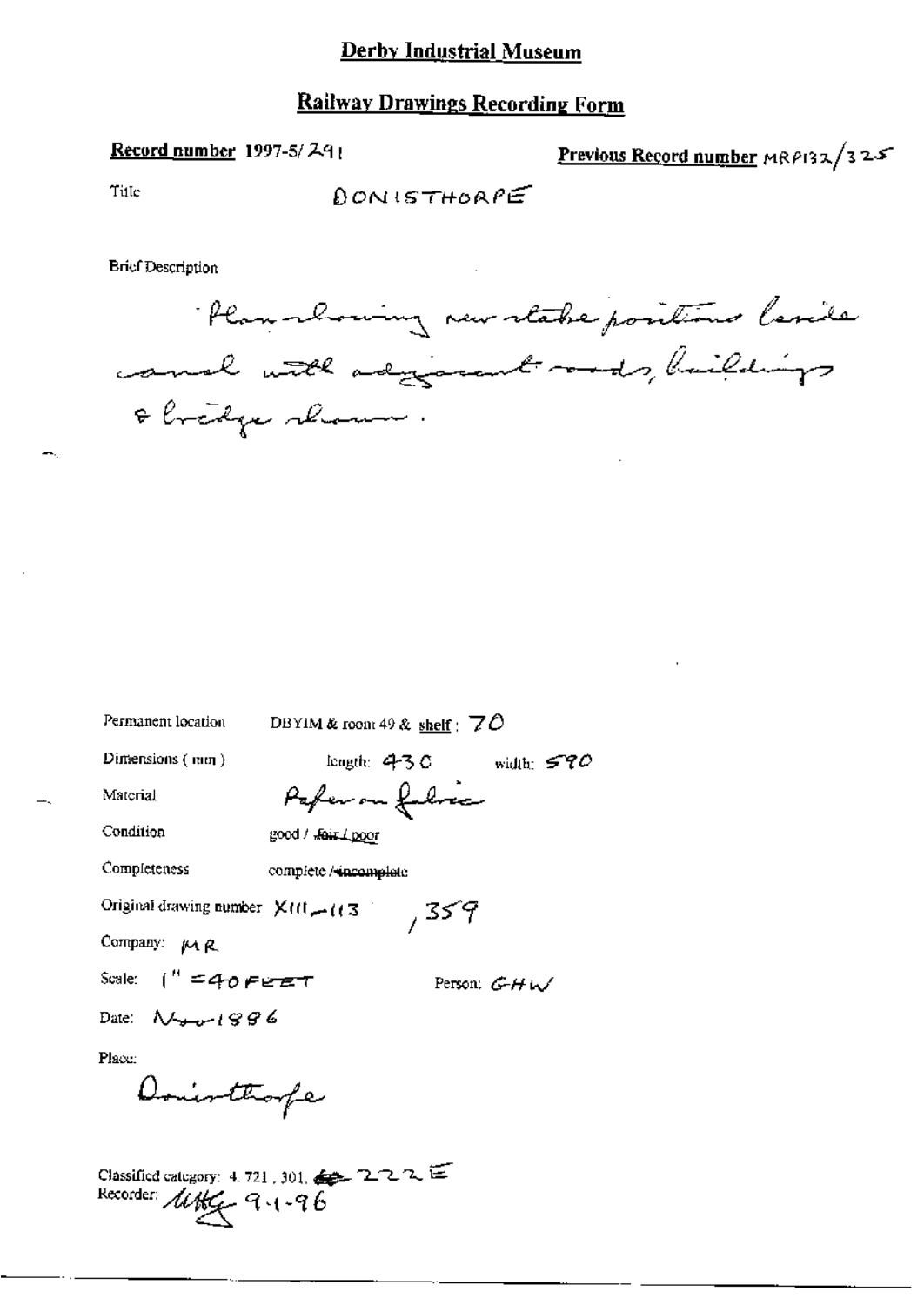# Derby Industrial Museum

## Railway Drawings Recording Form

**Record number** 1997-5/ 291

**Previous Record number** MRP132/325

Title DONISTHORPE

Brief Description

Plan showing new stake positions beside canal with adjacent roads, buildings & bridge shown.

Permanent location DBYIM & room 49 & **shelf**: 70

Dimensions ( mm ) length: 430 width: 590

Material Paper on fabric

Condition good / ~~fair / poor~~

Completeness complete / ~~incomplete~~

Original drawing number XIII – 113 , 359

Company: MR

Scale: 1" = 40 FEET

Person: GHW

Date: Nov 1886

Place:

Donisthorpe

Classified category: 4.721, 301, ~~6~~ 222E

Recorder: UHG 9-1-96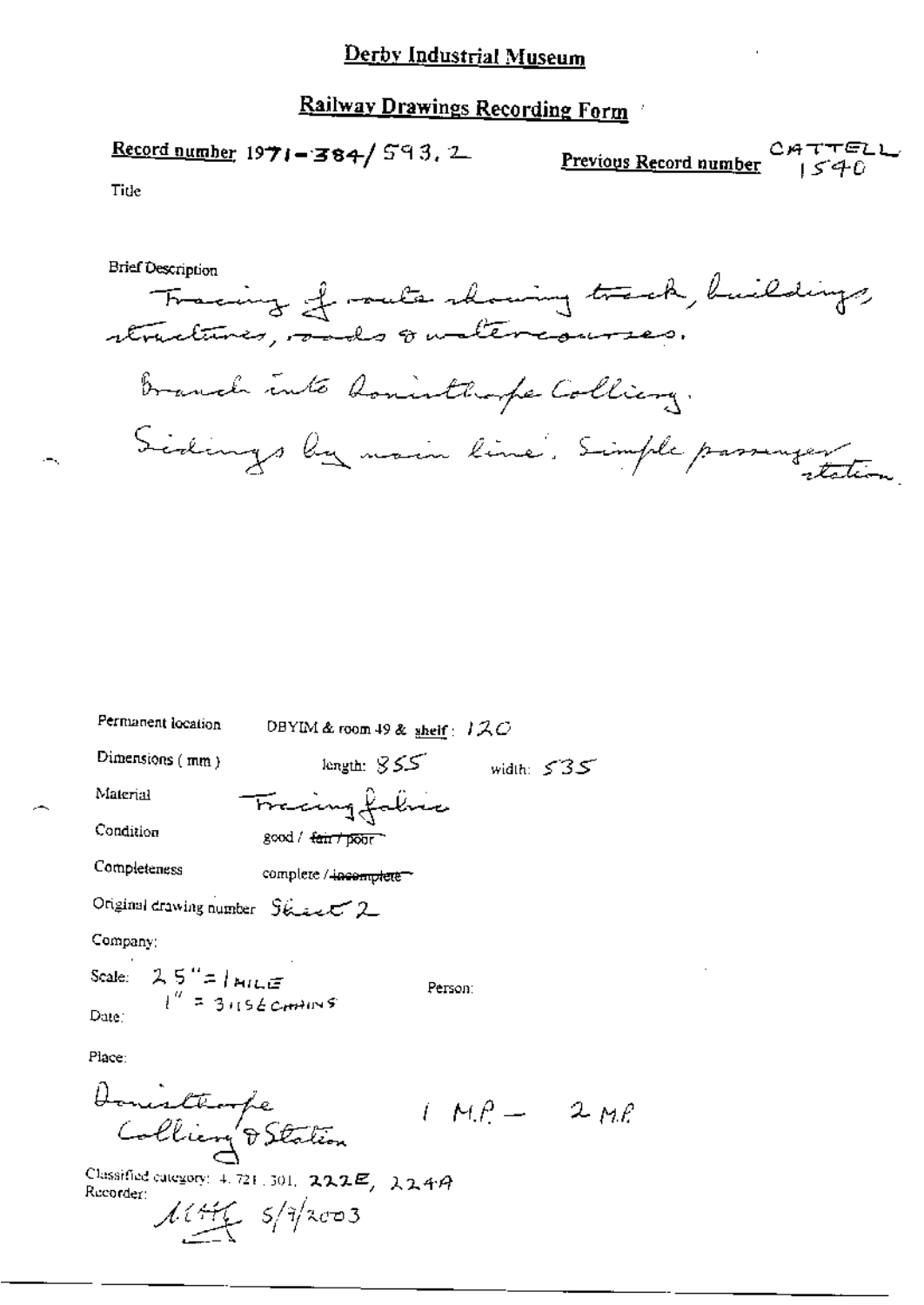# Derby Industrial Museum

## Railway Drawings Recording Form

**Record number** 1971-384/593.2

**Previous Record number** CATTELL 1540

Title

Brief Description

Tracing of route showing track, buildings, structures, roads & watercourses.

Branch into Donisthorpe Colliery.

Sidings by main line. Simple passenger station.

Permanent location: DBYIM & room 49 & shelf: 120

Dimensions (mm): length: 855 width: 535

Material: Tracing fabric

Condition: good / ~~fair / poor~~

Completeness: complete / ~~incomplete~~

Original drawing number: Sheet 2

Company:

Scale: 25" = 1 MILE
1" = 3.156 CHAINS

Person:

Date:

Place:

Donisthorpe Colliery & Station 1 M.P. – 2 M.P.

Classified category: 4.721.301, 222E, 224A

Recorder: MHK 5/9/2003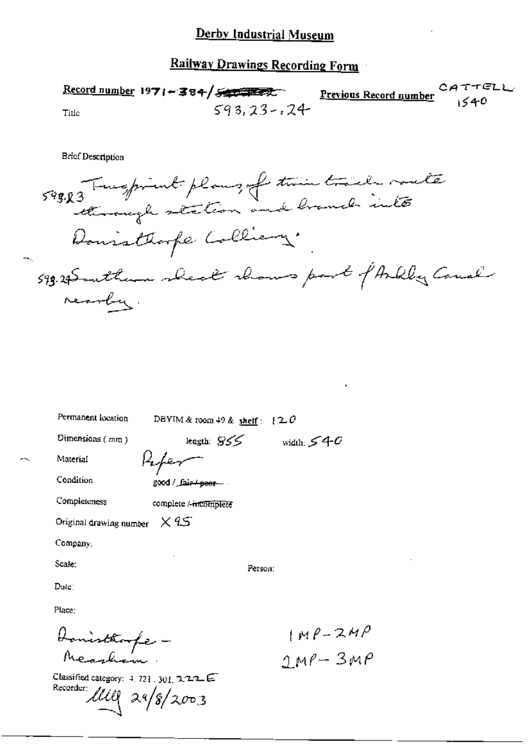# Derby Industrial Museum

## Railway Drawings Recording Form

**Record number** 1971-384/~~(struck through)~~ 593.23-.24 **Previous Record number** CATTELL 1540

Title

Brief Description

593.23 Two print plans of twin track route through station and branch into Donisthorpe Colliery.

593.24 Southern sheet shows part of Ashby Canal nearby.

Permanent location DBYIM & room 49 & **shelf**: 120

Dimensions (mm) length: 855 width: 540

Material Paper

Condition good / ~~fair / poor~~

Completeness complete / ~~incomplete~~

Original drawing number X 95

Company:

Scale: Person:

Date:

Place:

Donisthorpe - Measham

1MP-2MP

2MP-3MP

Classified category: 4.721.301.222E

Recorder: [initials] 29/8/2003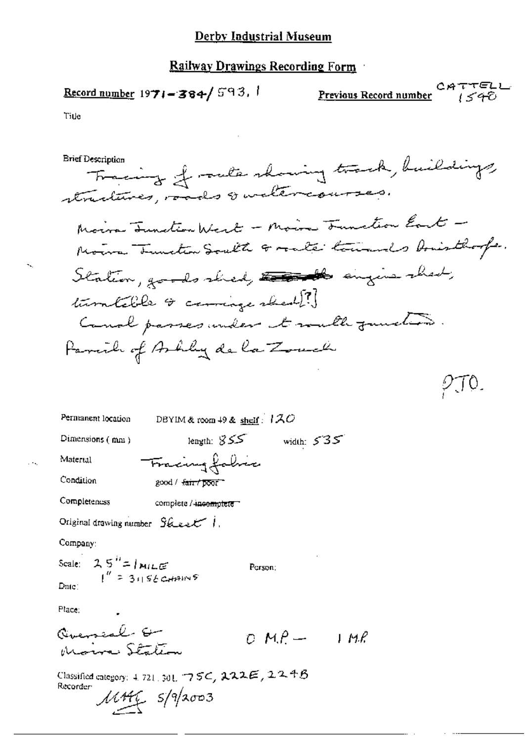# Derby Industrial Museum

## Railway Drawings Recording Form

**Record number** 1971-384/593.1 **Previous Record number** CATTELL 1590

Title

Brief Description

Tracing of route showing track, buildings, structures, roads & watercourses.

Moira Junction West - Moira Junction East - Moira Junction South & route towards Donisthorpe.

Station, goods shed, ~~[illegible]~~ engine shed, turntable & carriage shed[?]

Canal passes under at south junction.

Parish of Ashby de la Zouch

PTO.

Permanent location DBYIM & room 49 & shelf: 120

Dimensions (mm) length: 855 width: 535

Material Tracing fabric

Condition good / ~~fair / poor~~

Completeness complete / ~~incomplete~~

Original drawing number Sheet 1.

Company:

Scale: 25" = 1 MILE
1" = 3.156 CHAINS

Person:

Date:

Place:

Overseal & Moira Station

0 M.P. - 1 M.P.

Classified category: 4.721.301. 75C, 222E, 224B

Recorder: MHG 5/9/2003